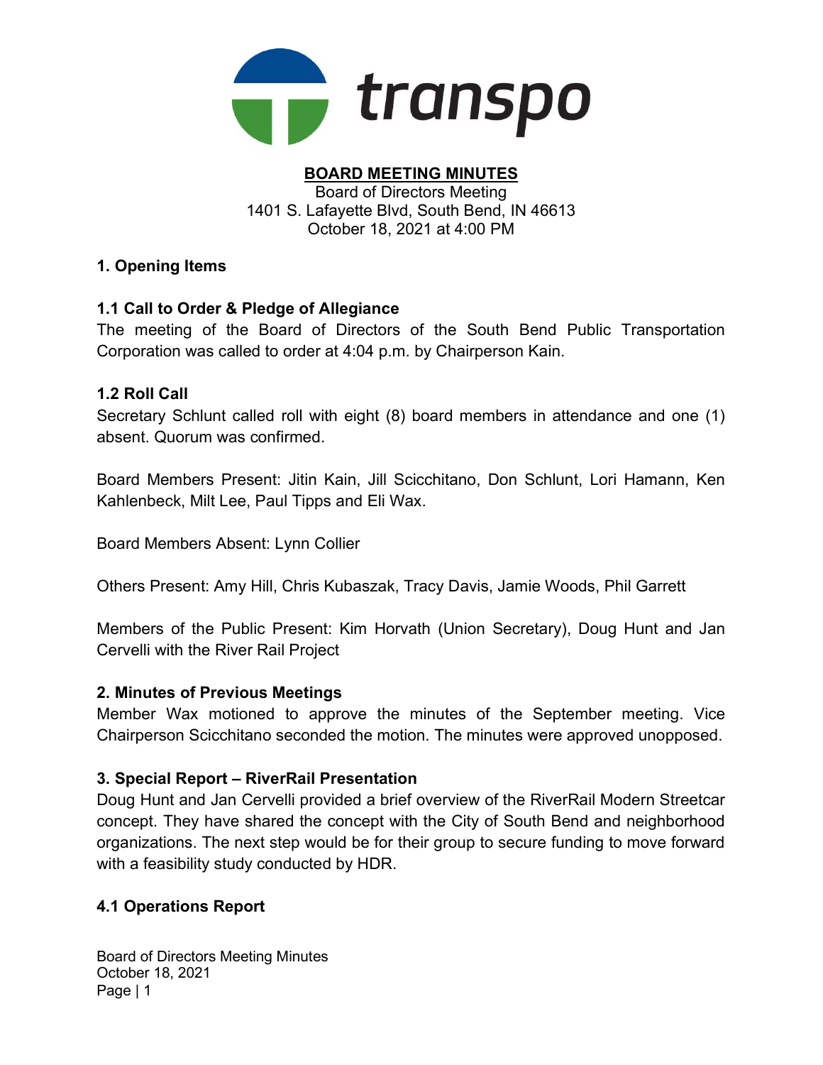transpo

# BOARD MEETING MINUTES

Board of Directors Meeting
1401 S. Lafayette Blvd, South Bend, IN 46613
October 18, 2021 at 4:00 PM

## 1. Opening Items

### 1.1 Call to Order & Pledge of Allegiance

The meeting of the Board of Directors of the South Bend Public Transportation Corporation was called to order at 4:04 p.m. by Chairperson Kain.

### 1.2 Roll Call

Secretary Schlunt called roll with eight (8) board members in attendance and one (1) absent. Quorum was confirmed.

Board Members Present: Jitin Kain, Jill Scicchitano, Don Schlunt, Lori Hamann, Ken Kahlenbeck, Milt Lee, Paul Tipps and Eli Wax.

Board Members Absent: Lynn Collier

Others Present: Amy Hill, Chris Kubaszak, Tracy Davis, Jamie Woods, Phil Garrett

Members of the Public Present: Kim Horvath (Union Secretary), Doug Hunt and Jan Cervelli with the River Rail Project

## 2. Minutes of Previous Meetings

Member Wax motioned to approve the minutes of the September meeting. Vice Chairperson Scicchitano seconded the motion. The minutes were approved unopposed.

## 3. Special Report – RiverRail Presentation

Doug Hunt and Jan Cervelli provided a brief overview of the RiverRail Modern Streetcar concept. They have shared the concept with the City of South Bend and neighborhood organizations. The next step would be for their group to secure funding to move forward with a feasibility study conducted by HDR.

### 4.1 Operations Report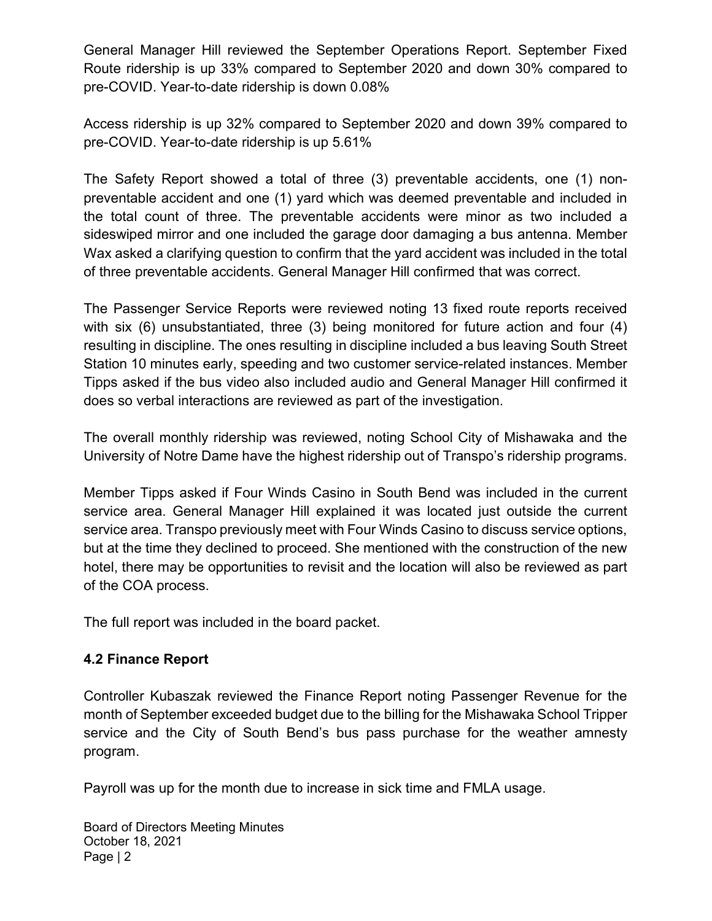General Manager Hill reviewed the September Operations Report. September Fixed Route ridership is up 33% compared to September 2020 and down 30% compared to pre-COVID. Year-to-date ridership is down 0.08%

Access ridership is up 32% compared to September 2020 and down 39% compared to pre-COVID. Year-to-date ridership is up 5.61%

The Safety Report showed a total of three (3) preventable accidents, one (1) non-preventable accident and one (1) yard which was deemed preventable and included in the total count of three. The preventable accidents were minor as two included a sideswiped mirror and one included the garage door damaging a bus antenna. Member Wax asked a clarifying question to confirm that the yard accident was included in the total of three preventable accidents. General Manager Hill confirmed that was correct.

The Passenger Service Reports were reviewed noting 13 fixed route reports received with six (6) unsubstantiated, three (3) being monitored for future action and four (4) resulting in discipline. The ones resulting in discipline included a bus leaving South Street Station 10 minutes early, speeding and two customer service-related instances. Member Tipps asked if the bus video also included audio and General Manager Hill confirmed it does so verbal interactions are reviewed as part of the investigation.

The overall monthly ridership was reviewed, noting School City of Mishawaka and the University of Notre Dame have the highest ridership out of Transpo's ridership programs.

Member Tipps asked if Four Winds Casino in South Bend was included in the current service area. General Manager Hill explained it was located just outside the current service area. Transpo previously meet with Four Winds Casino to discuss service options, but at the time they declined to proceed. She mentioned with the construction of the new hotel, there may be opportunities to revisit and the location will also be reviewed as part of the COA process.

The full report was included in the board packet.

### 4.2 Finance Report

Controller Kubaszak reviewed the Finance Report noting Passenger Revenue for the month of September exceeded budget due to the billing for the Mishawaka School Tripper service and the City of South Bend's bus pass purchase for the weather amnesty program.

Payroll was up for the month due to increase in sick time and FMLA usage.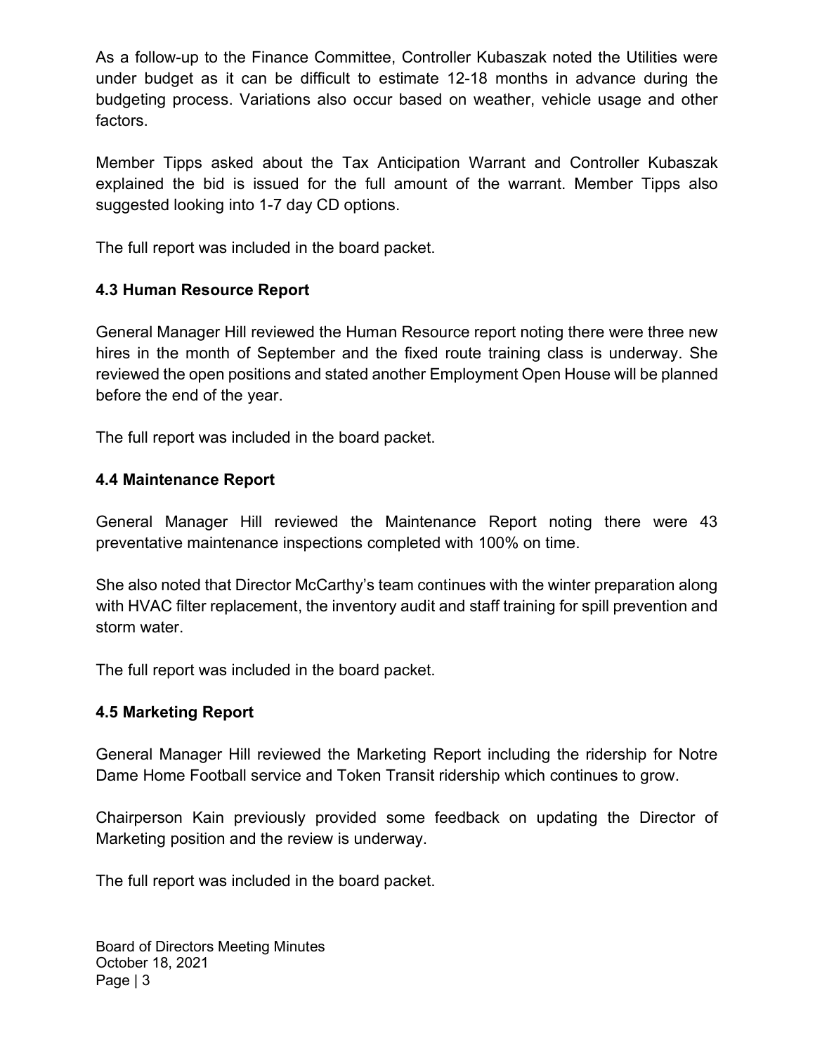As a follow-up to the Finance Committee, Controller Kubaszak noted the Utilities were under budget as it can be difficult to estimate 12-18 months in advance during the budgeting process. Variations also occur based on weather, vehicle usage and other factors.

Member Tipps asked about the Tax Anticipation Warrant and Controller Kubaszak explained the bid is issued for the full amount of the warrant. Member Tipps also suggested looking into 1-7 day CD options.

The full report was included in the board packet.

### 4.3 Human Resource Report

General Manager Hill reviewed the Human Resource report noting there were three new hires in the month of September and the fixed route training class is underway. She reviewed the open positions and stated another Employment Open House will be planned before the end of the year.

The full report was included in the board packet.

### 4.4 Maintenance Report

General Manager Hill reviewed the Maintenance Report noting there were 43 preventative maintenance inspections completed with 100% on time.

She also noted that Director McCarthy's team continues with the winter preparation along with HVAC filter replacement, the inventory audit and staff training for spill prevention and storm water.

The full report was included in the board packet.

### 4.5 Marketing Report

General Manager Hill reviewed the Marketing Report including the ridership for Notre Dame Home Football service and Token Transit ridership which continues to grow.

Chairperson Kain previously provided some feedback on updating the Director of Marketing position and the review is underway.

The full report was included in the board packet.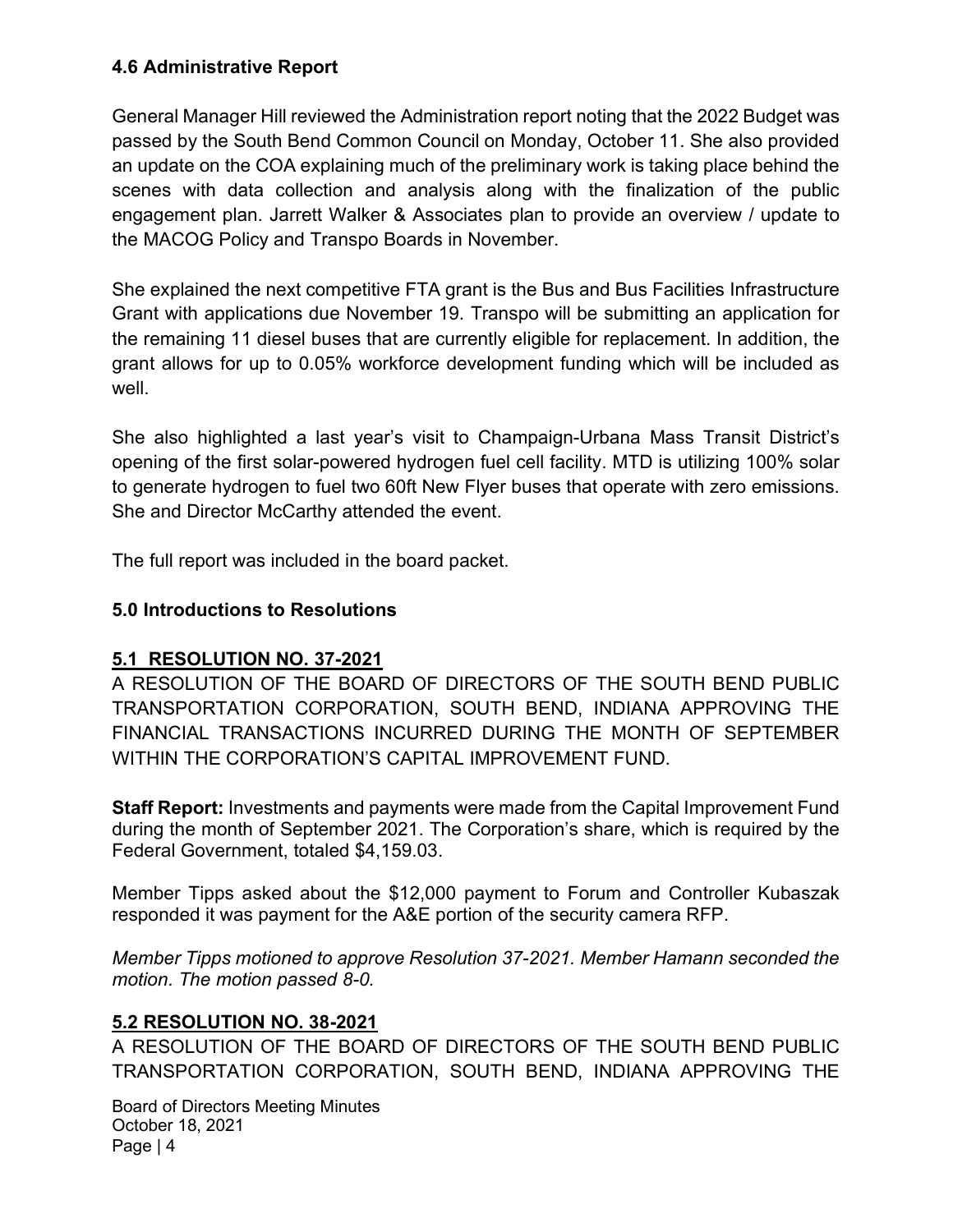### 4.6 Administrative Report

General Manager Hill reviewed the Administration report noting that the 2022 Budget was passed by the South Bend Common Council on Monday, October 11. She also provided an update on the COA explaining much of the preliminary work is taking place behind the scenes with data collection and analysis along with the finalization of the public engagement plan. Jarrett Walker & Associates plan to provide an overview / update to the MACOG Policy and Transpo Boards in November.

She explained the next competitive FTA grant is the Bus and Bus Facilities Infrastructure Grant with applications due November 19. Transpo will be submitting an application for the remaining 11 diesel buses that are currently eligible for replacement. In addition, the grant allows for up to 0.05% workforce development funding which will be included as well.

She also highlighted a last year's visit to Champaign-Urbana Mass Transit District's opening of the first solar-powered hydrogen fuel cell facility. MTD is utilizing 100% solar to generate hydrogen to fuel two 60ft New Flyer buses that operate with zero emissions. She and Director McCarthy attended the event.

The full report was included in the board packet.

## 5.0 Introductions to Resolutions

### 5.1 RESOLUTION NO. 37-2021

A RESOLUTION OF THE BOARD OF DIRECTORS OF THE SOUTH BEND PUBLIC TRANSPORTATION CORPORATION, SOUTH BEND, INDIANA APPROVING THE FINANCIAL TRANSACTIONS INCURRED DURING THE MONTH OF SEPTEMBER WITHIN THE CORPORATION'S CAPITAL IMPROVEMENT FUND.

**Staff Report:** Investments and payments were made from the Capital Improvement Fund during the month of September 2021. The Corporation's share, which is required by the Federal Government, totaled $4,159.03.

Member Tipps asked about the $12,000 payment to Forum and Controller Kubaszak responded it was payment for the A&E portion of the security camera RFP.

*Member Tipps motioned to approve Resolution 37-2021. Member Hamann seconded the motion. The motion passed 8-0.*

### 5.2 RESOLUTION NO. 38-2021

A RESOLUTION OF THE BOARD OF DIRECTORS OF THE SOUTH BEND PUBLIC TRANSPORTATION CORPORATION, SOUTH BEND, INDIANA APPROVING THE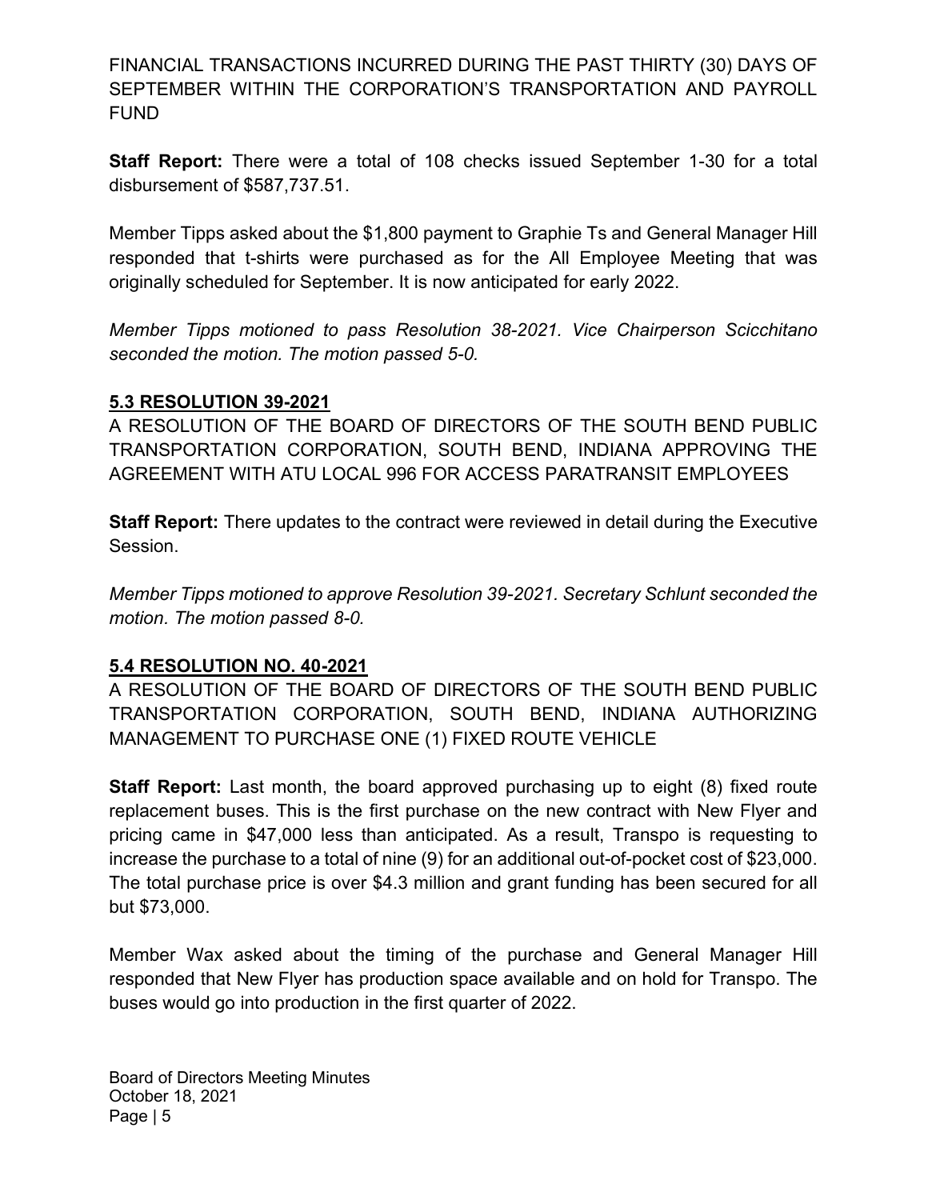FINANCIAL TRANSACTIONS INCURRED DURING THE PAST THIRTY (30) DAYS OF SEPTEMBER WITHIN THE CORPORATION'S TRANSPORTATION AND PAYROLL FUND

**Staff Report:** There were a total of 108 checks issued September 1-30 for a total disbursement of $587,737.51.

Member Tipps asked about the $1,800 payment to Graphie Ts and General Manager Hill responded that t-shirts were purchased as for the All Employee Meeting that was originally scheduled for September. It is now anticipated for early 2022.

*Member Tipps motioned to pass Resolution 38-2021. Vice Chairperson Scicchitano seconded the motion. The motion passed 5-0.*

## 5.3 RESOLUTION 39-2021

A RESOLUTION OF THE BOARD OF DIRECTORS OF THE SOUTH BEND PUBLIC TRANSPORTATION CORPORATION, SOUTH BEND, INDIANA APPROVING THE AGREEMENT WITH ATU LOCAL 996 FOR ACCESS PARATRANSIT EMPLOYEES

**Staff Report:** There updates to the contract were reviewed in detail during the Executive Session.

*Member Tipps motioned to approve Resolution 39-2021. Secretary Schlunt seconded the motion. The motion passed 8-0.*

## 5.4 RESOLUTION NO. 40-2021

A RESOLUTION OF THE BOARD OF DIRECTORS OF THE SOUTH BEND PUBLIC TRANSPORTATION CORPORATION, SOUTH BEND, INDIANA AUTHORIZING MANAGEMENT TO PURCHASE ONE (1) FIXED ROUTE VEHICLE

**Staff Report:** Last month, the board approved purchasing up to eight (8) fixed route replacement buses. This is the first purchase on the new contract with New Flyer and pricing came in $47,000 less than anticipated. As a result, Transpo is requesting to increase the purchase to a total of nine (9) for an additional out-of-pocket cost of $23,000. The total purchase price is over $4.3 million and grant funding has been secured for all but $73,000.

Member Wax asked about the timing of the purchase and General Manager Hill responded that New Flyer has production space available and on hold for Transpo. The buses would go into production in the first quarter of 2022.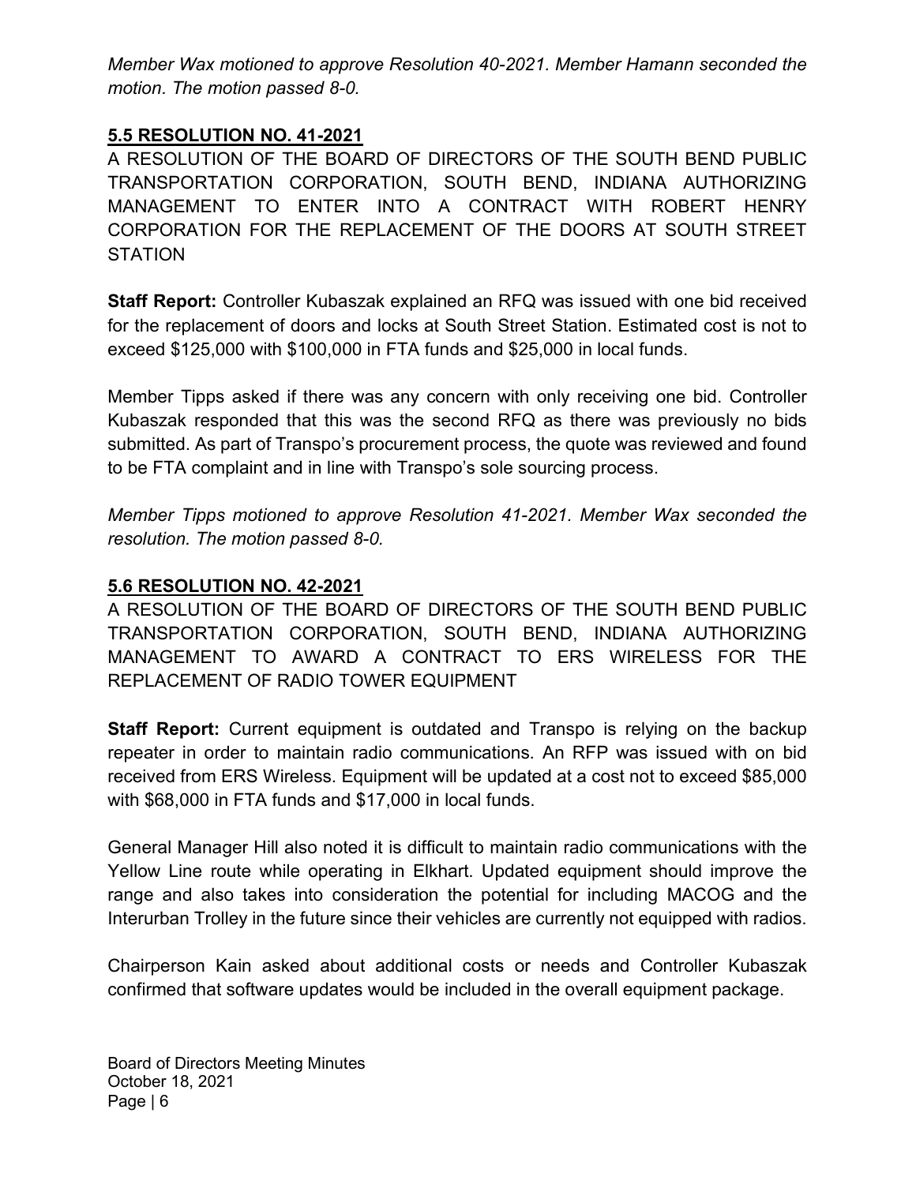*Member Wax motioned to approve Resolution 40-2021. Member Hamann seconded the motion. The motion passed 8-0.*

## 5.5 RESOLUTION NO. 41-2021

A RESOLUTION OF THE BOARD OF DIRECTORS OF THE SOUTH BEND PUBLIC TRANSPORTATION CORPORATION, SOUTH BEND, INDIANA AUTHORIZING MANAGEMENT TO ENTER INTO A CONTRACT WITH ROBERT HENRY CORPORATION FOR THE REPLACEMENT OF THE DOORS AT SOUTH STREET STATION

**Staff Report:** Controller Kubaszak explained an RFQ was issued with one bid received for the replacement of doors and locks at South Street Station. Estimated cost is not to exceed $125,000 with $100,000 in FTA funds and $25,000 in local funds.

Member Tipps asked if there was any concern with only receiving one bid. Controller Kubaszak responded that this was the second RFQ as there was previously no bids submitted. As part of Transpo's procurement process, the quote was reviewed and found to be FTA complaint and in line with Transpo's sole sourcing process.

*Member Tipps motioned to approve Resolution 41-2021. Member Wax seconded the resolution. The motion passed 8-0.*

## 5.6 RESOLUTION NO. 42-2021

A RESOLUTION OF THE BOARD OF DIRECTORS OF THE SOUTH BEND PUBLIC TRANSPORTATION CORPORATION, SOUTH BEND, INDIANA AUTHORIZING MANAGEMENT TO AWARD A CONTRACT TO ERS WIRELESS FOR THE REPLACEMENT OF RADIO TOWER EQUIPMENT

**Staff Report:** Current equipment is outdated and Transpo is relying on the backup repeater in order to maintain radio communications. An RFP was issued with on bid received from ERS Wireless. Equipment will be updated at a cost not to exceed $85,000 with $68,000 in FTA funds and $17,000 in local funds.

General Manager Hill also noted it is difficult to maintain radio communications with the Yellow Line route while operating in Elkhart. Updated equipment should improve the range and also takes into consideration the potential for including MACOG and the Interurban Trolley in the future since their vehicles are currently not equipped with radios.

Chairperson Kain asked about additional costs or needs and Controller Kubaszak confirmed that software updates would be included in the overall equipment package.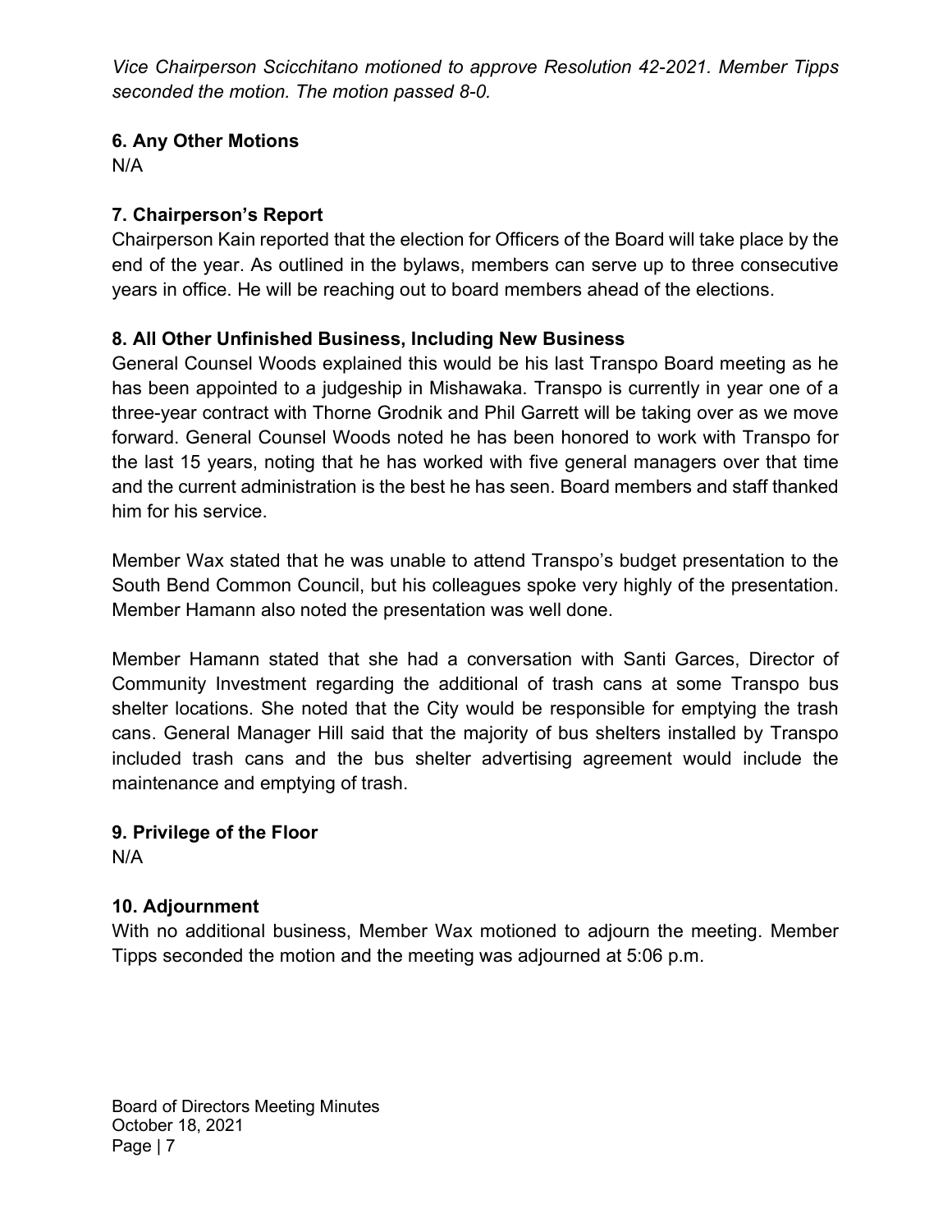*Vice Chairperson Scicchitano motioned to approve Resolution 42-2021. Member Tipps seconded the motion. The motion passed 8-0.*

## 6. Any Other Motions

N/A

## 7. Chairperson's Report

Chairperson Kain reported that the election for Officers of the Board will take place by the end of the year. As outlined in the bylaws, members can serve up to three consecutive years in office. He will be reaching out to board members ahead of the elections.

## 8. All Other Unfinished Business, Including New Business

General Counsel Woods explained this would be his last Transpo Board meeting as he has been appointed to a judgeship in Mishawaka. Transpo is currently in year one of a three-year contract with Thorne Grodnik and Phil Garrett will be taking over as we move forward. General Counsel Woods noted he has been honored to work with Transpo for the last 15 years, noting that he has worked with five general managers over that time and the current administration is the best he has seen. Board members and staff thanked him for his service.

Member Wax stated that he was unable to attend Transpo's budget presentation to the South Bend Common Council, but his colleagues spoke very highly of the presentation. Member Hamann also noted the presentation was well done.

Member Hamann stated that she had a conversation with Santi Garces, Director of Community Investment regarding the additional of trash cans at some Transpo bus shelter locations. She noted that the City would be responsible for emptying the trash cans. General Manager Hill said that the majority of bus shelters installed by Transpo included trash cans and the bus shelter advertising agreement would include the maintenance and emptying of trash.

## 9. Privilege of the Floor

N/A

## 10. Adjournment

With no additional business, Member Wax motioned to adjourn the meeting. Member Tipps seconded the motion and the meeting was adjourned at 5:06 p.m.